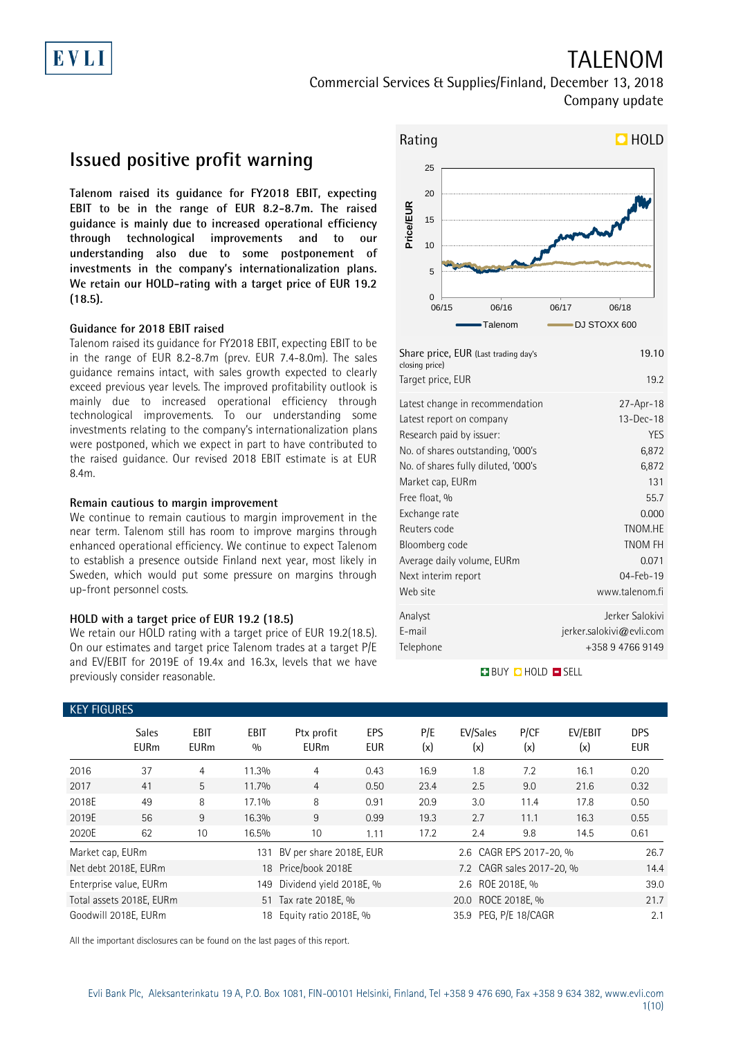# TALENOM

Commercial Services & Supplies/Finland, December 13, 2018

Company update

## Issued positive profit warning

**Talenom raised its guidance for FY2018 EBIT, expecting EBIT to be in the range of EUR 8.2-8.7m. The raised guidance is mainly due to increased operational efficiency through technological improvements and to our understanding also due to some postponement of investments in the company's internationalization plans. We retain our HOLD-rating with a target price of EUR 19.2 (18.5).**

### Guidance for 2018 EBIT raised

Talenom raised its guidance for FY2018 EBIT, expecting EBIT to be in the range of EUR 8.2-8.7m (prev. EUR 7.4-8.0m). The sales guidance remains intact, with sales growth expected to clearly exceed previous year levels. The improved profitability outlook is mainly due to increased operational efficiency through technological improvements. To our understanding some investments relating to the company's internationalization plans were postponed, which we expect in part to have contributed to the raised guidance. Our revised 2018 EBIT estimate is at EUR 8.4m.

### Remain cautious to margin improvement

We continue to remain cautious to margin improvement in the near term. Talenom still has room to improve margins through enhanced operational efficiency. We continue to expect Talenom to establish a presence outside Finland next year, most likely in Sweden, which would put some pressure on margins through up-front personnel costs.

### HOLD with a target price of EUR 19.2 (18.5)

We retain our HOLD rating with a target price of EUR 19.2(18.5). On our estimates and target price Talenom trades at a target P/E and EV/EBIT for 2019E of 19.4x and 16.3x, levels that we have previously consider reasonable.

Rating: HOLD

| | |
|---|---|
| Share price, EUR (Last trading day's closing price) | 19.10 |
| Target price, EUR | 19.2 |
| Latest change in recommendation | 27-Apr-18 |
| Latest report on company | 13-Dec-18 |
| Research paid by issuer: | YES |
| No. of shares outstanding, '000's | 6,872 |
| No. of shares fully diluted, '000's | 6,872 |
| Market cap, EURm | 131 |
| Free float, % | 55.7 |
| Exchange rate | 0.000 |
| Reuters code | TNOM.HE |
| Bloomberg code | TNOM FH |
| Average daily volume, EURm | 0.071 |
| Next interim report | 04-Feb-19 |
| Web site | www.talenom.fi |
| Analyst | Jerker Salokivi |
| E-mail | jerker.salokivi@evli.com |
| Telephone | +358 9 4766 9149 |

BUY HOLD SELL

### KEY FIGURES

| | Sales EURm | EBIT EURm | EBIT % | Ptx profit EURm | EPS EUR | P/E (x) | EV/Sales (x) | P/CF (x) | EV/EBIT (x) | DPS EUR |
|---|---|---|---|---|---|---|---|---|---|---|
| 2016 | 37 | 4 | 11.3% | 4 | 0.43 | 16.9 | 1.8 | 7.2 | 16.1 | 0.20 |
| 2017 | 41 | 5 | 11.7% | 4 | 0.50 | 23.4 | 2.5 | 9.0 | 21.6 | 0.32 |
| 2018E | 49 | 8 | 17.1% | 8 | 0.91 | 20.9 | 3.0 | 11.4 | 17.8 | 0.50 |
| 2019E | 56 | 9 | 16.3% | 9 | 0.99 | 19.3 | 2.7 | 11.1 | 16.3 | 0.55 |
| 2020E | 62 | 10 | 16.5% | 10 | 1.11 | 17.2 | 2.4 | 9.8 | 14.5 | 0.61 |

| | | | | | |
|---|---|---|---|---|---|
| Market cap, EURm | 131 | BV per share 2018E, EUR | 2.6 | CAGR EPS 2017-20, % | 26.7 |
| Net debt 2018E, EURm | 18 | Price/book 2018E | 7.2 | CAGR sales 2017-20, % | 14.4 |
| Enterprise value, EURm | 149 | Dividend yield 2018E, % | 2.6 | ROE 2018E, % | 39.0 |
| Total assets 2018E, EURm | 51 | Tax rate 2018E, % | 20.0 | ROCE 2018E, % | 21.7 |
| Goodwill 2018E, EURm | 18 | Equity ratio 2018E, % | 35.9 | PEG, P/E 18/CAGR | 2.1 |

All the important disclosures can be found on the last pages of this report.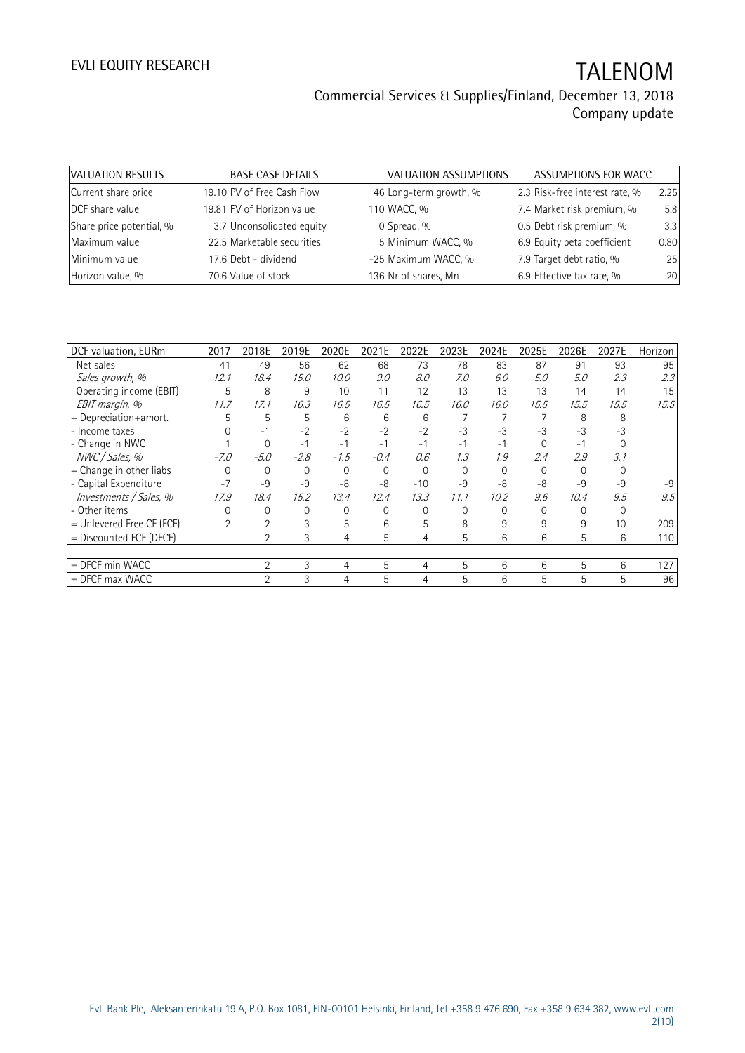| VALUATION RESULTS | | BASE CASE DETAILS | | VALUATION ASSUMPTIONS | | ASSUMPTIONS FOR WACC | |
|---|---|---|---|---|---|---|---|
| Current share price | 19.10 | PV of Free Cash Flow | 46 | Long-term growth, % | 2.3 | Risk-free interest rate, % | 2.25 |
| DCF share value | 19.81 | PV of Horizon value | 110 | WACC, % | 7.4 | Market risk premium, % | 5.8 |
| Share price potential, % | 3.7 | Unconsolidated equity | 0 | Spread, % | 0.5 | Debt risk premium, % | 3.3 |
| Maximum value | 22.5 | Marketable securities | 5 | Minimum WACC, % | 6.9 | Equity beta coefficient | 0.80 |
| Minimum value | 17.6 | Debt - dividend | -25 | Maximum WACC, % | 7.9 | Target debt ratio, % | 25 |
| Horizon value, % | 70.6 | Value of stock | 136 | Nr of shares, Mn | 6.9 | Effective tax rate, % | 20 |

| DCF valuation, EURm | 2017 | 2018E | 2019E | 2020E | 2021E | 2022E | 2023E | 2024E | 2025E | 2026E | 2027E | Horizon |
|---|---|---|---|---|---|---|---|---|---|---|---|---|
| Net sales | 41 | 49 | 56 | 62 | 68 | 73 | 78 | 83 | 87 | 91 | 93 | 95 |
| *Sales growth, %* | *12.1* | *18.4* | *15.0* | *10.0* | *9.0* | *8.0* | *7.0* | *6.0* | *5.0* | *5.0* | *2.3* | *2.3* |
| Operating income (EBIT) | 5 | 8 | 9 | 10 | 11 | 12 | 13 | 13 | 13 | 14 | 14 | 15 |
| *EBIT margin, %* | *11.7* | *17.1* | *16.3* | *16.5* | *16.5* | *16.5* | *16.0* | *16.0* | *15.5* | *15.5* | *15.5* | *15.5* |
| + Depreciation+amort. | 5 | 5 | 5 | 6 | 6 | 6 | 7 | 7 | 7 | 8 | 8 | |
| - Income taxes | 0 | -1 | -2 | -2 | -2 | -2 | -3 | -3 | -3 | -3 | -3 | |
| - Change in NWC | 1 | 0 | -1 | -1 | -1 | -1 | -1 | -1 | 0 | -1 | 0 | |
| *NWC / Sales, %* | *-7.0* | *-5.0* | *-2.8* | *-1.5* | *-0.4* | *0.6* | *1.3* | *1.9* | *2.4* | *2.9* | *3.1* | |
| + Change in other liabs | 0 | 0 | 0 | 0 | 0 | 0 | 0 | 0 | 0 | 0 | 0 | |
| - Capital Expenditure | -7 | -9 | -9 | -8 | -8 | -10 | -9 | -8 | -8 | -9 | -9 | -9 |
| *Investments / Sales, %* | *17.9* | *18.4* | *15.2* | *13.4* | *12.4* | *13.3* | *11.1* | *10.2* | *9.6* | *10.4* | *9.5* | *9.5* |
| - Other items | 0 | 0 | 0 | 0 | 0 | 0 | 0 | 0 | 0 | 0 | 0 | |
| = Unlevered Free CF (FCF) | 2 | 2 | 3 | 5 | 6 | 5 | 8 | 9 | 9 | 9 | 10 | 209 |
| = Discounted FCF (DFCF) | | 2 | 3 | 4 | 5 | 4 | 5 | 6 | 6 | 5 | 6 | 110 |
| | | | | | | | | | | | | |
| = DFCF min WACC | | 2 | 3 | 4 | 5 | 4 | 5 | 6 | 6 | 5 | 6 | 127 |
| = DFCF max WACC | | 2 | 3 | 4 | 5 | 4 | 5 | 6 | 5 | 5 | 5 | 96 |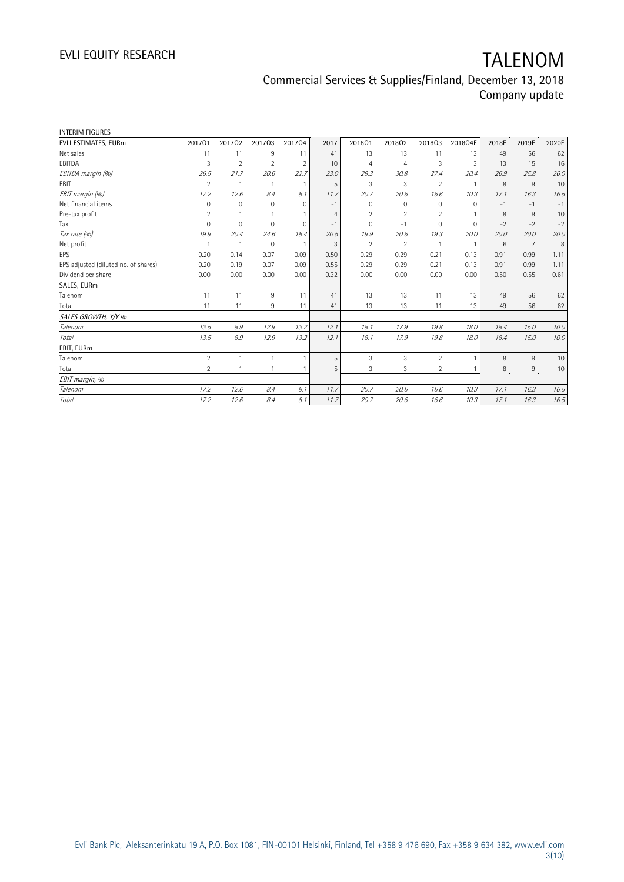INTERIM FIGURES

| EVLI ESTIMATES, EURm | 2017Q1 | 2017Q2 | 2017Q3 | 2017Q4 | 2017 | 2018Q1 | 2018Q2 | 2018Q3 | 2018Q4E | 2018E | 2019E | 2020E |
|---|---|---|---|---|---|---|---|---|---|---|---|---|
| Net sales | 11 | 11 | 9 | 11 | 41 | 13 | 13 | 11 | 13 | 49 | 56 | 62 |
| EBITDA | 3 | 2 | 2 | 2 | 10 | 4 | 4 | 3 | 3 | 13 | 15 | 16 |
| *EBITDA margin (%)* | *26.5* | *21.7* | *20.6* | *22.7* | *23.0* | *29.3* | *30.8* | *27.4* | *20.4* | *26.9* | *25.8* | *26.0* |
| EBIT | 2 | 1 | 1 | 1 | 5 | 3 | 3 | 2 | 1 | 8 | 9 | 10 |
| *EBIT margin (%)* | *17.2* | *12.6* | *8.4* | *8.1* | *11.7* | *20.7* | *20.6* | *16.6* | *10.3* | *17.1* | *16.3* | *16.5* |
| Net financial items | 0 | 0 | 0 | 0 | -1 | 0 | 0 | 0 | 0 | -1 | -1 | -1 |
| Pre-tax profit | 2 | 1 | 1 | 1 | 4 | 2 | 2 | 2 | 1 | 8 | 9 | 10 |
| Tax | 0 | 0 | 0 | 0 | -1 | 0 | -1 | 0 | 0 | -2 | -2 | -2 |
| *Tax rate (%)* | *19.9* | *20.4* | *24.6* | *18.4* | *20.5* | *19.9* | *20.6* | *19.3* | *20.0* | *20.0* | *20.0* | *20.0* |
| Net profit | 1 | 1 | 0 | 1 | 3 | 2 | 2 | 1 | 1 | 6 | 7 | 8 |
| EPS | 0.20 | 0.14 | 0.07 | 0.09 | 0.50 | 0.29 | 0.29 | 0.21 | 0.13 | 0.91 | 0.99 | 1.11 |
| EPS adjusted (diluted no. of shares) | 0.20 | 0.19 | 0.07 | 0.09 | 0.55 | 0.29 | 0.29 | 0.21 | 0.13 | 0.91 | 0.99 | 1.11 |
| Dividend per share | 0.00 | 0.00 | 0.00 | 0.00 | 0.32 | 0.00 | 0.00 | 0.00 | 0.00 | 0.50 | 0.55 | 0.61 |
| **SALES, EURm** | | | | | | | | | | | | |
| Talenom | 11 | 11 | 9 | 11 | 41 | 13 | 13 | 11 | 13 | 49 | 56 | 62 |
| Total | 11 | 11 | 9 | 11 | 41 | 13 | 13 | 11 | 13 | 49 | 56 | 62 |
| ***SALES GROWTH, Y/Y %*** | | | | | | | | | | | | |
| *Talenom* | *13.5* | *8.9* | *12.9* | *13.2* | *12.1* | *18.1* | *17.9* | *19.8* | *18.0* | *18.4* | *15.0* | *10.0* |
| *Total* | *13.5* | *8.9* | *12.9* | *13.2* | *12.1* | *18.1* | *17.9* | *19.8* | *18.0* | *18.4* | *15.0* | *10.0* |
| **EBIT, EURm** | | | | | | | | | | | | |
| Talenom | 2 | 1 | 1 | 1 | 5 | 3 | 3 | 2 | 1 | 8 | 9 | 10 |
| Total | 2 | 1 | 1 | 1 | 5 | 3 | 3 | 2 | 1 | 8 | 9 | 10 |
| ***EBIT margin, %*** | | | | | | | | | | | | |
| *Talenom* | *17.2* | *12.6* | *8.4* | *8.1* | *11.7* | *20.7* | *20.6* | *16.6* | *10.3* | *17.1* | *16.3* | *16.5* |
| *Total* | *17.2* | *12.6* | *8.4* | *8.1* | *11.7* | *20.7* | *20.6* | *16.6* | *10.3* | *17.1* | *16.3* | *16.5* |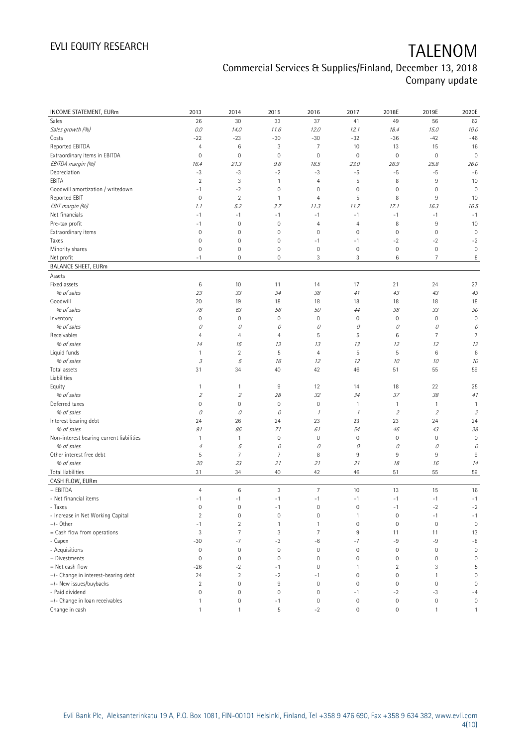# TALENOM

Commercial Services & Supplies/Finland, December 13, 2018
Company update

| INCOME STATEMENT, EURm | 2013 | 2014 | 2015 | 2016 | 2017 | 2018E | 2019E | 2020E |
|---|---|---|---|---|---|---|---|---|
| Sales | 26 | 30 | 33 | 37 | 41 | 49 | 56 | 62 |
| *Sales growth (%)* | *0.0* | *14.0* | *11.6* | *12.0* | *12.1* | *18.4* | *15.0* | *10.0* |
| Costs | -22 | -23 | -30 | -30 | -32 | -36 | -42 | -46 |
| Reported EBITDA | 4 | 6 | 3 | 7 | 10 | 13 | 15 | 16 |
| Extraordinary items in EBITDA | 0 | 0 | 0 | 0 | 0 | 0 | 0 | 0 |
| *EBITDA margin (%)* | *16.4* | *21.3* | *9.6* | *18.5* | *23.0* | *26.9* | *25.8* | *26.0* |
| Depreciation | -3 | -3 | -2 | -3 | -5 | -5 | -5 | -6 |
| EBITA | 2 | 3 | 1 | 4 | 5 | 8 | 9 | 10 |
| Goodwill amortization / writedown | -1 | -2 | 0 | 0 | 0 | 0 | 0 | 0 |
| Reported EBIT | 0 | 2 | 1 | 4 | 5 | 8 | 9 | 10 |
| *EBIT margin (%)* | *1.1* | *5.2* | *3.7* | *11.3* | *11.7* | *17.1* | *16.3* | *16.5* |
| Net financials | -1 | -1 | -1 | -1 | -1 | -1 | -1 | -1 |
| Pre-tax profit | -1 | 0 | 0 | 4 | 4 | 8 | 9 | 10 |
| Extraordinary items | 0 | 0 | 0 | 0 | 0 | 0 | 0 | 0 |
| Taxes | 0 | 0 | 0 | -1 | -1 | -2 | -2 | -2 |
| Minority shares | 0 | 0 | 0 | 0 | 0 | 0 | 0 | 0 |
| Net profit | -1 | 0 | 0 | 3 | 3 | 6 | 7 | 8 |
| **BALANCE SHEET, EURm** | | | | | | | | |
| Assets | | | | | | | | |
| Fixed assets | 6 | 10 | 11 | 14 | 17 | 21 | 24 | 27 |
| *% of sales* | *23* | *33* | *34* | *38* | *41* | *43* | *43* | *43* |
| Goodwill | 20 | 19 | 18 | 18 | 18 | 18 | 18 | 18 |
| *% of sales* | *78* | *63* | *56* | *50* | *44* | *38* | *33* | *30* |
| Inventory | 0 | 0 | 0 | 0 | 0 | 0 | 0 | 0 |
| *% of sales* | *0* | *0* | *0* | *0* | *0* | *0* | *0* | *0* |
| Receivables | 4 | 4 | 4 | 5 | 5 | 6 | 7 | 7 |
| *% of sales* | *14* | *15* | *13* | *13* | *13* | *12* | *12* | *12* |
| Liquid funds | 1 | 2 | 5 | 4 | 5 | 5 | 6 | 6 |
| *% of sales* | *3* | *5* | *16* | *12* | *12* | *10* | *10* | *10* |
| Total assets | 31 | 34 | 40 | 42 | 46 | 51 | 55 | 59 |
| Liabilities | | | | | | | | |
| Equity | 1 | 1 | 9 | 12 | 14 | 18 | 22 | 25 |
| *% of sales* | *2* | *2* | *28* | *32* | *34* | *37* | *38* | *41* |
| Deferred taxes | 0 | 0 | 0 | 0 | 1 | 1 | 1 | 1 |
| *% of sales* | *0* | *0* | *0* | *1* | *1* | *2* | *2* | *2* |
| Interest bearing debt | 24 | 26 | 24 | 23 | 23 | 23 | 24 | 24 |
| *% of sales* | *91* | *86* | *71* | *61* | *54* | *46* | *43* | *38* |
| Non-interest bearing current liabilities | 1 | 1 | 0 | 0 | 0 | 0 | 0 | 0 |
| *% of sales* | *4* | *5* | *0* | *0* | *0* | *0* | *0* | *0* |
| Other interest free debt | 5 | 7 | 7 | 8 | 9 | 9 | 9 | 9 |
| *% of sales* | *20* | *23* | *21* | *21* | *21* | *18* | *16* | *14* |
| Total liabilities | 31 | 34 | 40 | 42 | 46 | 51 | 55 | 59 |
| **CASH FLOW, EURm** | | | | | | | | |
| + EBITDA | 4 | 6 | 3 | 7 | 10 | 13 | 15 | 16 |
| - Net financial items | -1 | -1 | -1 | -1 | -1 | -1 | -1 | -1 |
| - Taxes | 0 | 0 | -1 | 0 | 0 | -1 | -2 | -2 |
| - Increase in Net Working Capital | 2 | 0 | 0 | 0 | 1 | 0 | -1 | -1 |
| +/- Other | -1 | 2 | 1 | 1 | 0 | 0 | 0 | 0 |
| = Cash flow from operations | 3 | 7 | 3 | 7 | 9 | 11 | 11 | 13 |
| - Capex | -30 | -7 | -3 | -6 | -7 | -9 | -9 | -8 |
| - Acquisitions | 0 | 0 | 0 | 0 | 0 | 0 | 0 | 0 |
| + Divestments | 0 | 0 | 0 | 0 | 0 | 0 | 0 | 0 |
| = Net cash flow | -26 | -2 | -1 | 0 | 1 | 2 | 3 | 5 |
| +/- Change in interest-bearing debt | 24 | 2 | -2 | -1 | 0 | 0 | 1 | 0 |
| +/- New issues/buybacks | 2 | 0 | 9 | 0 | 0 | 0 | 0 | 0 |
| - Paid dividend | 0 | 0 | 0 | 0 | -1 | -2 | -3 | -4 |
| +/- Change in loan receivables | 1 | 0 | -1 | 0 | 0 | 0 | 0 | 0 |
| Change in cash | 1 | 1 | 5 | -2 | 0 | 0 | 1 | 1 |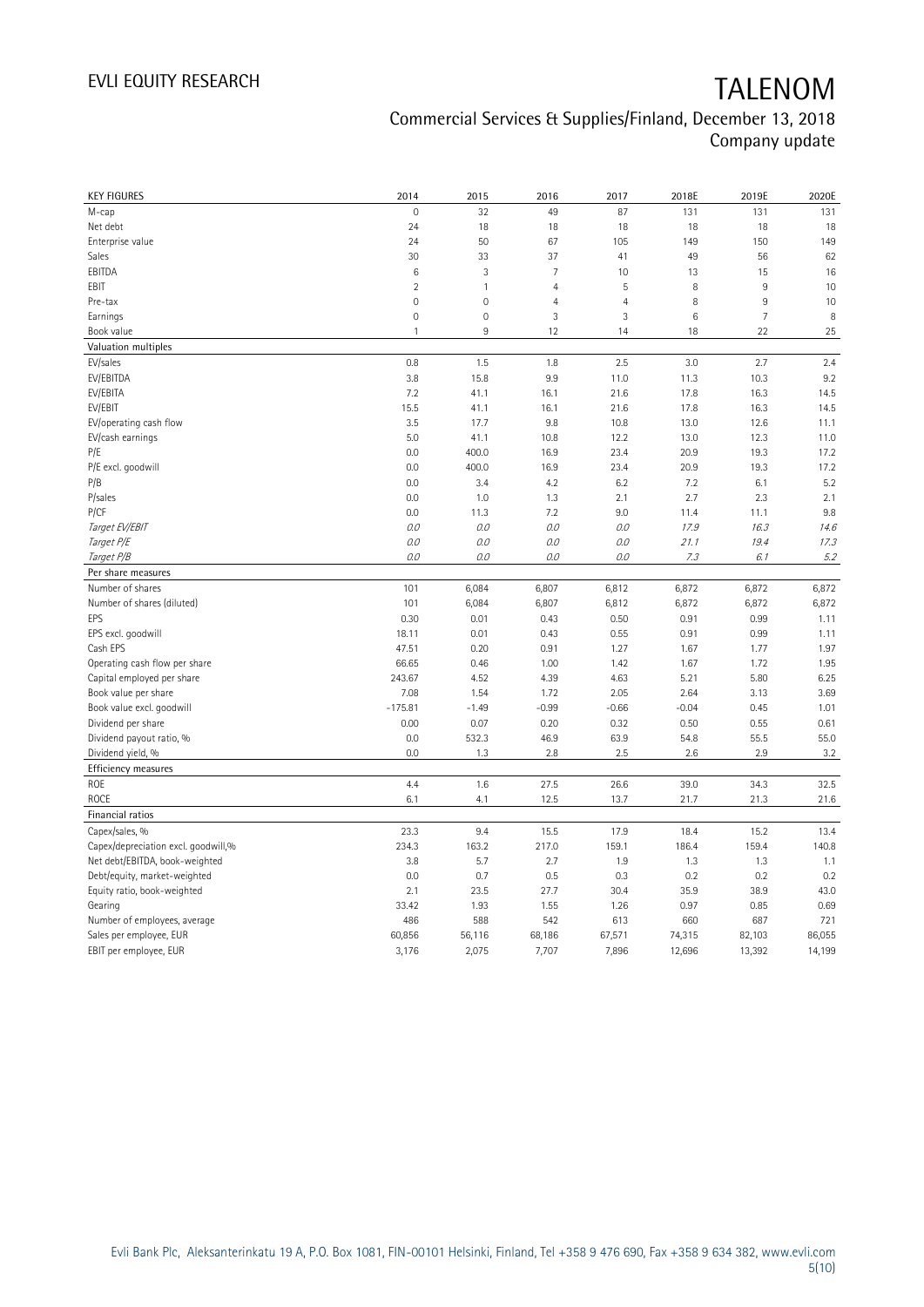# EVLI EQUITY RESEARCH

# TALENOM

Commercial Services & Supplies/Finland, December 13, 2018
Company update

| KEY FIGURES | 2014 | 2015 | 2016 | 2017 | 2018E | 2019E | 2020E |
|---|---|---|---|---|---|---|---|
| M-cap | 0 | 32 | 49 | 87 | 131 | 131 | 131 |
| Net debt | 24 | 18 | 18 | 18 | 18 | 18 | 18 |
| Enterprise value | 24 | 50 | 67 | 105 | 149 | 150 | 149 |
| Sales | 30 | 33 | 37 | 41 | 49 | 56 | 62 |
| EBITDA | 6 | 3 | 7 | 10 | 13 | 15 | 16 |
| EBIT | 2 | 1 | 4 | 5 | 8 | 9 | 10 |
| Pre-tax | 0 | 0 | 4 | 4 | 8 | 9 | 10 |
| Earnings | 0 | 0 | 3 | 3 | 6 | 7 | 8 |
| Book value | 1 | 9 | 12 | 14 | 18 | 22 | 25 |
| **Valuation multiples** | | | | | | | |
| EV/sales | 0.8 | 1.5 | 1.8 | 2.5 | 3.0 | 2.7 | 2.4 |
| EV/EBITDA | 3.8 | 15.8 | 9.9 | 11.0 | 11.3 | 10.3 | 9.2 |
| EV/EBITA | 7.2 | 41.1 | 16.1 | 21.6 | 17.8 | 16.3 | 14.5 |
| EV/EBIT | 15.5 | 41.1 | 16.1 | 21.6 | 17.8 | 16.3 | 14.5 |
| EV/operating cash flow | 3.5 | 17.7 | 9.8 | 10.8 | 13.0 | 12.6 | 11.1 |
| EV/cash earnings | 5.0 | 41.1 | 10.8 | 12.2 | 13.0 | 12.3 | 11.0 |
| P/E | 0.0 | 400.0 | 16.9 | 23.4 | 20.9 | 19.3 | 17.2 |
| P/E excl. goodwill | 0.0 | 400.0 | 16.9 | 23.4 | 20.9 | 19.3 | 17.2 |
| P/B | 0.0 | 3.4 | 4.2 | 6.2 | 7.2 | 6.1 | 5.2 |
| P/sales | 0.0 | 1.0 | 1.3 | 2.1 | 2.7 | 2.3 | 2.1 |
| P/CF | 0.0 | 11.3 | 7.2 | 9.0 | 11.4 | 11.1 | 9.8 |
| *Target EV/EBIT* | *0.0* | *0.0* | *0.0* | *0.0* | *17.9* | *16.3* | *14.6* |
| *Target P/E* | *0.0* | *0.0* | *0.0* | *0.0* | *21.1* | *19.4* | *17.3* |
| *Target P/B* | *0.0* | *0.0* | *0.0* | *0.0* | *7.3* | *6.1* | *5.2* |
| **Per share measures** | | | | | | | |
| Number of shares | 101 | 6,084 | 6,807 | 6,812 | 6,872 | 6,872 | 6,872 |
| Number of shares (diluted) | 101 | 6,084 | 6,807 | 6,812 | 6,872 | 6,872 | 6,872 |
| EPS | 0.30 | 0.01 | 0.43 | 0.50 | 0.91 | 0.99 | 1.11 |
| EPS excl. goodwill | 18.11 | 0.01 | 0.43 | 0.55 | 0.91 | 0.99 | 1.11 |
| Cash EPS | 47.51 | 0.20 | 0.91 | 1.27 | 1.67 | 1.77 | 1.97 |
| Operating cash flow per share | 66.65 | 0.46 | 1.00 | 1.42 | 1.67 | 1.72 | 1.95 |
| Capital employed per share | 243.67 | 4.52 | 4.39 | 4.63 | 5.21 | 5.80 | 6.25 |
| Book value per share | 7.08 | 1.54 | 1.72 | 2.05 | 2.64 | 3.13 | 3.69 |
| Book value excl. goodwill | -175.81 | -1.49 | -0.99 | -0.66 | -0.04 | 0.45 | 1.01 |
| Dividend per share | 0.00 | 0.07 | 0.20 | 0.32 | 0.50 | 0.55 | 0.61 |
| Dividend payout ratio, % | 0.0 | 532.3 | 46.9 | 63.9 | 54.8 | 55.5 | 55.0 |
| Dividend yield, % | 0.0 | 1.3 | 2.8 | 2.5 | 2.6 | 2.9 | 3.2 |
| **Efficiency measures** | | | | | | | |
| ROE | 4.4 | 1.6 | 27.5 | 26.6 | 39.0 | 34.3 | 32.5 |
| ROCE | 6.1 | 4.1 | 12.5 | 13.7 | 21.7 | 21.3 | 21.6 |
| **Financial ratios** | | | | | | | |
| Capex/sales, % | 23.3 | 9.4 | 15.5 | 17.9 | 18.4 | 15.2 | 13.4 |
| Capex/depreciation excl. goodwill,% | 234.3 | 163.2 | 217.0 | 159.1 | 186.4 | 159.4 | 140.8 |
| Net debt/EBITDA, book-weighted | 3.8 | 5.7 | 2.7 | 1.9 | 1.3 | 1.3 | 1.1 |
| Debt/equity, market-weighted | 0.0 | 0.7 | 0.5 | 0.3 | 0.2 | 0.2 | 0.2 |
| Equity ratio, book-weighted | 2.1 | 23.5 | 27.7 | 30.4 | 35.9 | 38.9 | 43.0 |
| Gearing | 33.42 | 1.93 | 1.55 | 1.26 | 0.97 | 0.85 | 0.69 |
| Number of employees, average | 486 | 588 | 542 | 613 | 660 | 687 | 721 |
| Sales per employee, EUR | 60,856 | 56,116 | 68,186 | 67,571 | 74,315 | 82,103 | 86,055 |
| EBIT per employee, EUR | 3,176 | 2,075 | 7,707 | 7,896 | 12,696 | 13,392 | 14,199 |

Evli Bank Plc, Aleksanterinkatu 19 A, P.O. Box 1081, FIN-00101 Helsinki, Finland, Tel +358 9 476 690, Fax +358 9 634 382, www.evli.com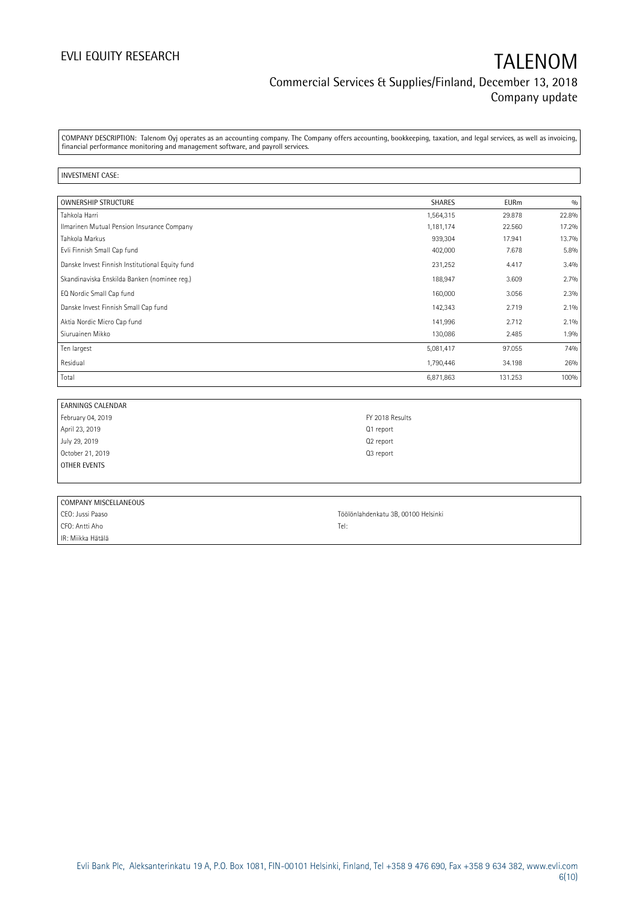COMPANY DESCRIPTION: Talenom Oyj operates as an accounting company. The Company offers accounting, bookkeeping, taxation, and legal services, as well as invoicing, financial performance monitoring and management software, and payroll services.

INVESTMENT CASE:

| OWNERSHIP STRUCTURE | SHARES | EURm | % |
|---|---|---|---|
| Tahkola Harri | 1,564,315 | 29.878 | 22.8% |
| Ilmarinen Mutual Pension Insurance Company | 1,181,174 | 22.560 | 17.2% |
| Tahkola Markus | 939,304 | 17.941 | 13.7% |
| Evli Finnish Small Cap fund | 402,000 | 7.678 | 5.8% |
| Danske Invest Finnish Institutional Equity fund | 231,252 | 4.417 | 3.4% |
| Skandinaviska Enskilda Banken (nominee reg.) | 188,947 | 3.609 | 2.7% |
| EQ Nordic Small Cap fund | 160,000 | 3.056 | 2.3% |
| Danske Invest Finnish Small Cap fund | 142,343 | 2.719 | 2.1% |
| Aktia Nordic Micro Cap fund | 141,996 | 2.712 | 2.1% |
| Siuruainen Mikko | 130,086 | 2.485 | 1.9% |
| Ten largest | 5,081,417 | 97.055 | 74% |
| Residual | 1,790,446 | 34.198 | 26% |
| Total | 6,871,863 | 131.253 | 100% |

| EARNINGS CALENDAR | |
|---|---|
| February 04, 2019 | FY 2018 Results |
| April 23, 2019 | Q1 report |
| July 29, 2019 | Q2 report |
| October 21, 2019 | Q3 report |
| OTHER EVENTS | |

| COMPANY MISCELLANEOUS | |
|---|---|
| CEO: Jussi Paaso | Töölönlahdenkatu 3B, 00100 Helsinki |
| CFO: Antti Aho | Tel: |
| IR: Miikka Hätälä | |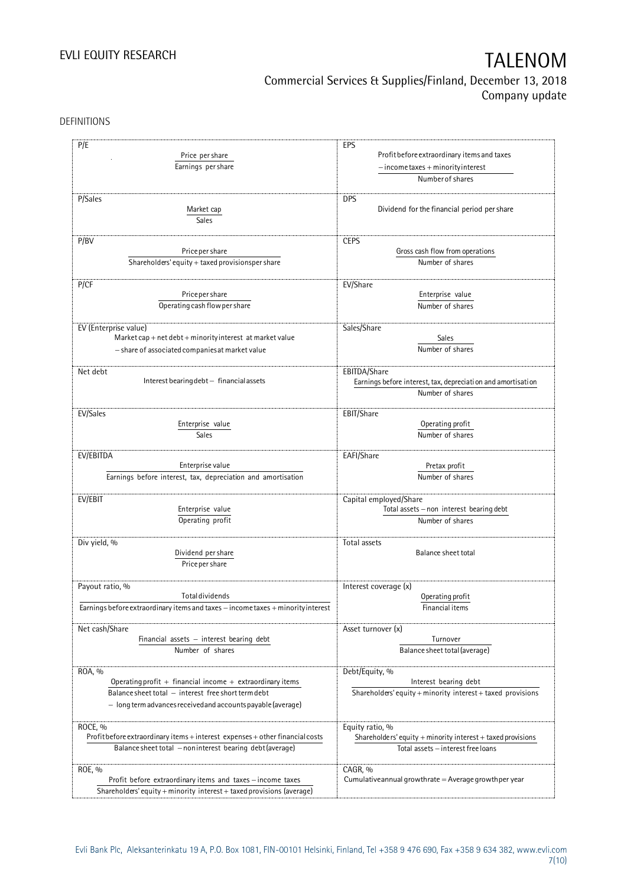DEFINITIONS

| | |
|---|---|
| **P/E**<br>$$\frac{\text{Price per share}}{\text{Earnings per share}}$$ | **EPS**<br>$$\frac{\text{Profit before extraordinary items and taxes} - \text{income taxes} + \text{minority interest}}{\text{Number of shares}}$$ |
| **P/Sales**<br>$$\frac{\text{Market cap}}{\text{Sales}}$$ | **DPS**<br>Dividend for the financial period per share |
| **P/BV**<br>$$\frac{\text{Price per share}}{\text{Shareholders' equity} + \text{taxed provisions per share}}$$ | **CEPS**<br>$$\frac{\text{Gross cash flow from operations}}{\text{Number of shares}}$$ |
| **P/CF**<br>$$\frac{\text{Price per share}}{\text{Operating cash flow per share}}$$ | **EV/Share**<br>$$\frac{\text{Enterprise value}}{\text{Number of shares}}$$ |
| **EV (Enterprise value)**<br>Market cap + net debt + minority interest at market value − share of associated companies at market value | **Sales/Share**<br>$$\frac{\text{Sales}}{\text{Number of shares}}$$ |
| **Net debt**<br>Interest bearing debt − financial assets | **EBITDA/Share**<br>$$\frac{\text{Earnings before interest, tax, depreciation and amortisation}}{\text{Number of shares}}$$ |
| **EV/Sales**<br>$$\frac{\text{Enterprise value}}{\text{Sales}}$$ | **EBIT/Share**<br>$$\frac{\text{Operating profit}}{\text{Number of shares}}$$ |
| **EV/EBITDA**<br>$$\frac{\text{Enterprise value}}{\text{Earnings before interest, tax, depreciation and amortisation}}$$ | **EAFI/Share**<br>$$\frac{\text{Pretax profit}}{\text{Number of shares}}$$ |
| **EV/EBIT**<br>$$\frac{\text{Enterprise value}}{\text{Operating profit}}$$ | **Capital employed/Share**<br>$$\frac{\text{Total assets} - \text{non interest bearing debt}}{\text{Number of shares}}$$ |
| **Div yield, %**<br>$$\frac{\text{Dividend per share}}{\text{Price per share}}$$ | **Total assets**<br>Balance sheet total |
| **Payout ratio, %**<br>$$\frac{\text{Total dividends}}{\text{Earnings before extraordinary items and taxes} - \text{income taxes} + \text{minority interest}}$$ | **Interest coverage (x)**<br>$$\frac{\text{Operating profit}}{\text{Financial items}}$$ |
| **Net cash/Share**<br>$$\frac{\text{Financial assets} - \text{interest bearing debt}}{\text{Number of shares}}$$ | **Asset turnover (x)**<br>$$\frac{\text{Turnover}}{\text{Balance sheet total (average)}}$$ |
| **ROA, %**<br>$$\frac{\text{Operating profit} + \text{financial income} + \text{extraordinary items}}{\text{Balance sheet total} - \text{interest free short term debt} - \text{long term advances received and accounts payable (average)}}$$ | **Debt/Equity, %**<br>$$\frac{\text{Interest bearing debt}}{\text{Shareholders' equity} + \text{minority interest} + \text{taxed provisions}}$$ |
| **ROCE, %**<br>$$\frac{\text{Profit before extraordinary items} + \text{interest expenses} + \text{other financial costs}}{\text{Balance sheet total} - \text{noninterest bearing debt (average)}}$$ | **Equity ratio, %**<br>$$\frac{\text{Shareholders' equity} + \text{minority interest} + \text{taxed provisions}}{\text{Total assets} - \text{interest free loans}}$$ |
| **ROE, %**<br>$$\frac{\text{Profit before extraordinary items and taxes} - \text{income taxes}}{\text{Shareholders' equity} + \text{minority interest} + \text{taxed provisions (average)}}$$ | **CAGR, %**<br>Cumulative annual growth rate = Average growth per year |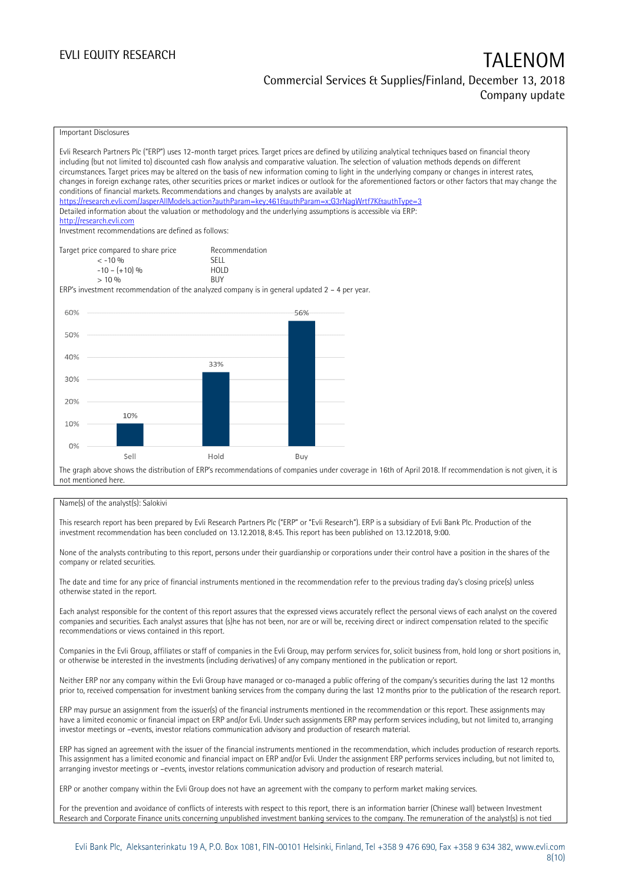Important Disclosures

Evli Research Partners Plc ("ERP") uses 12-month target prices. Target prices are defined by utilizing analytical techniques based on financial theory including (but not limited to) discounted cash flow analysis and comparative valuation. The selection of valuation methods depends on different circumstances. Target prices may be altered on the basis of new information coming to light in the underlying company or changes in interest rates, changes in foreign exchange rates, other securities prices or market indices or outlook for the aforementioned factors or other factors that may change the conditions of financial markets. Recommendations and changes by analysts are available at https://research.evli.com/JasperAllModels.action?authParam=key;461&authParam=x;G3rNagWrtf7K&authType=3

Detailed information about the valuation or methodology and the underlying assumptions is accessible via ERP: http://research.evli.com

Investment recommendations are defined as follows:

| Target price compared to share price | Recommendation |
|---|---|
| < -10 % | SELL |
| -10 – (+10) % | HOLD |
| > 10 % | BUY |

ERP's investment recommendation of the analyzed company is in general updated 2 – 4 per year.

| | Sell | Hold | Buy |
|---|---|---|---|
| Share | 10% | 33% | 56% |

The graph above shows the distribution of ERP's recommendations of companies under coverage in 16th of April 2018. If recommendation is not given, it is not mentioned here.

Name(s) of the analyst(s): Salokivi

This research report has been prepared by Evli Research Partners Plc ("ERP" or "Evli Research"). ERP is a subsidiary of Evli Bank Plc. Production of the investment recommendation has been concluded on 13.12.2018, 8:45. This report has been published on 13.12.2018, 9:00.

None of the analysts contributing to this report, persons under their guardianship or corporations under their control have a position in the shares of the company or related securities.

The date and time for any price of financial instruments mentioned in the recommendation refer to the previous trading day's closing price(s) unless otherwise stated in the report.

Each analyst responsible for the content of this report assures that the expressed views accurately reflect the personal views of each analyst on the covered companies and securities. Each analyst assures that (s)he has not been, nor are or will be, receiving direct or indirect compensation related to the specific recommendations or views contained in this report.

Companies in the Evli Group, affiliates or staff of companies in the Evli Group, may perform services for, solicit business from, hold long or short positions in, or otherwise be interested in the investments (including derivatives) of any company mentioned in the publication or report.

Neither ERP nor any company within the Evli Group have managed or co-managed a public offering of the company's securities during the last 12 months prior to, received compensation for investment banking services from the company during the last 12 months prior to the publication of the research report.

ERP may pursue an assignment from the issuer(s) of the financial instruments mentioned in the recommendation or this report. These assignments may have a limited economic or financial impact on ERP and/or Evli. Under such assignments ERP may perform services including, but not limited to, arranging investor meetings or –events, investor relations communication advisory and production of research material.

ERP has signed an agreement with the issuer of the financial instruments mentioned in the recommendation, which includes production of research reports. This assignment has a limited economic and financial impact on ERP and/or Evli. Under the assignment ERP performs services including, but not limited to, arranging investor meetings or –events, investor relations communication advisory and production of research material.

ERP or another company within the Evli Group does not have an agreement with the company to perform market making services.

For the prevention and avoidance of conflicts of interests with respect to this report, there is an information barrier (Chinese wall) between Investment Research and Corporate Finance units concerning unpublished investment banking services to the company. The remuneration of the analyst(s) is not tied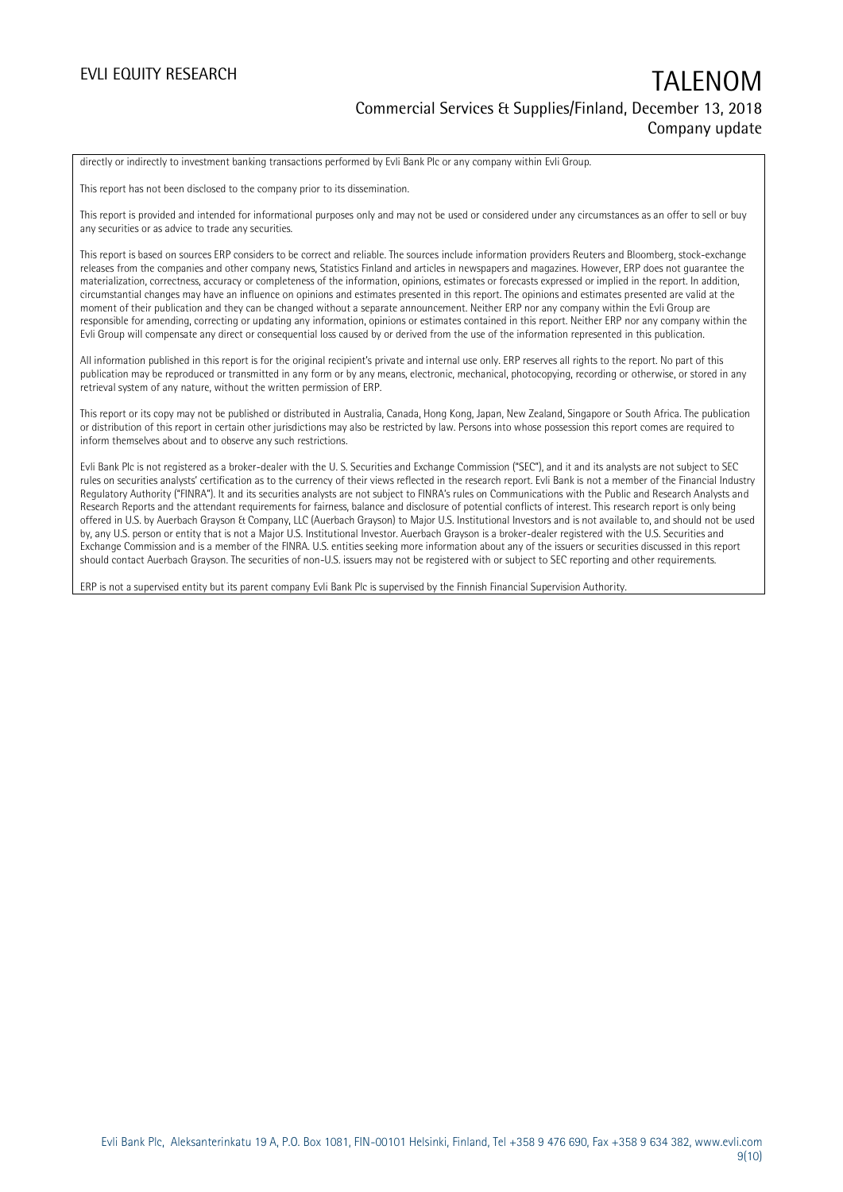directly or indirectly to investment banking transactions performed by Evli Bank Plc or any company within Evli Group.

This report has not been disclosed to the company prior to its dissemination.

This report is provided and intended for informational purposes only and may not be used or considered under any circumstances as an offer to sell or buy any securities or as advice to trade any securities.

This report is based on sources ERP considers to be correct and reliable. The sources include information providers Reuters and Bloomberg, stock-exchange releases from the companies and other company news, Statistics Finland and articles in newspapers and magazines. However, ERP does not guarantee the materialization, correctness, accuracy or completeness of the information, opinions, estimates or forecasts expressed or implied in the report. In addition, circumstantial changes may have an influence on opinions and estimates presented in this report. The opinions and estimates presented are valid at the moment of their publication and they can be changed without a separate announcement. Neither ERP nor any company within the Evli Group are responsible for amending, correcting or updating any information, opinions or estimates contained in this report. Neither ERP nor any company within the Evli Group will compensate any direct or consequential loss caused by or derived from the use of the information represented in this publication.

All information published in this report is for the original recipient's private and internal use only. ERP reserves all rights to the report. No part of this publication may be reproduced or transmitted in any form or by any means, electronic, mechanical, photocopying, recording or otherwise, or stored in any retrieval system of any nature, without the written permission of ERP.

This report or its copy may not be published or distributed in Australia, Canada, Hong Kong, Japan, New Zealand, Singapore or South Africa. The publication or distribution of this report in certain other jurisdictions may also be restricted by law. Persons into whose possession this report comes are required to inform themselves about and to observe any such restrictions.

Evli Bank Plc is not registered as a broker-dealer with the U. S. Securities and Exchange Commission ("SEC"), and it and its analysts are not subject to SEC rules on securities analysts' certification as to the currency of their views reflected in the research report. Evli Bank is not a member of the Financial Industry Regulatory Authority ("FINRA"). It and its securities analysts are not subject to FINRA's rules on Communications with the Public and Research Analysts and Research Reports and the attendant requirements for fairness, balance and disclosure of potential conflicts of interest. This research report is only being offered in U.S. by Auerbach Grayson & Company, LLC (Auerbach Grayson) to Major U.S. Institutional Investors and is not available to, and should not be used by, any U.S. person or entity that is not a Major U.S. Institutional Investor. Auerbach Grayson is a broker-dealer registered with the U.S. Securities and Exchange Commission and is a member of the FINRA. U.S. entities seeking more information about any of the issuers or securities discussed in this report should contact Auerbach Grayson. The securities of non-U.S. issuers may not be registered with or subject to SEC reporting and other requirements.

ERP is not a supervised entity but its parent company Evli Bank Plc is supervised by the Finnish Financial Supervision Authority.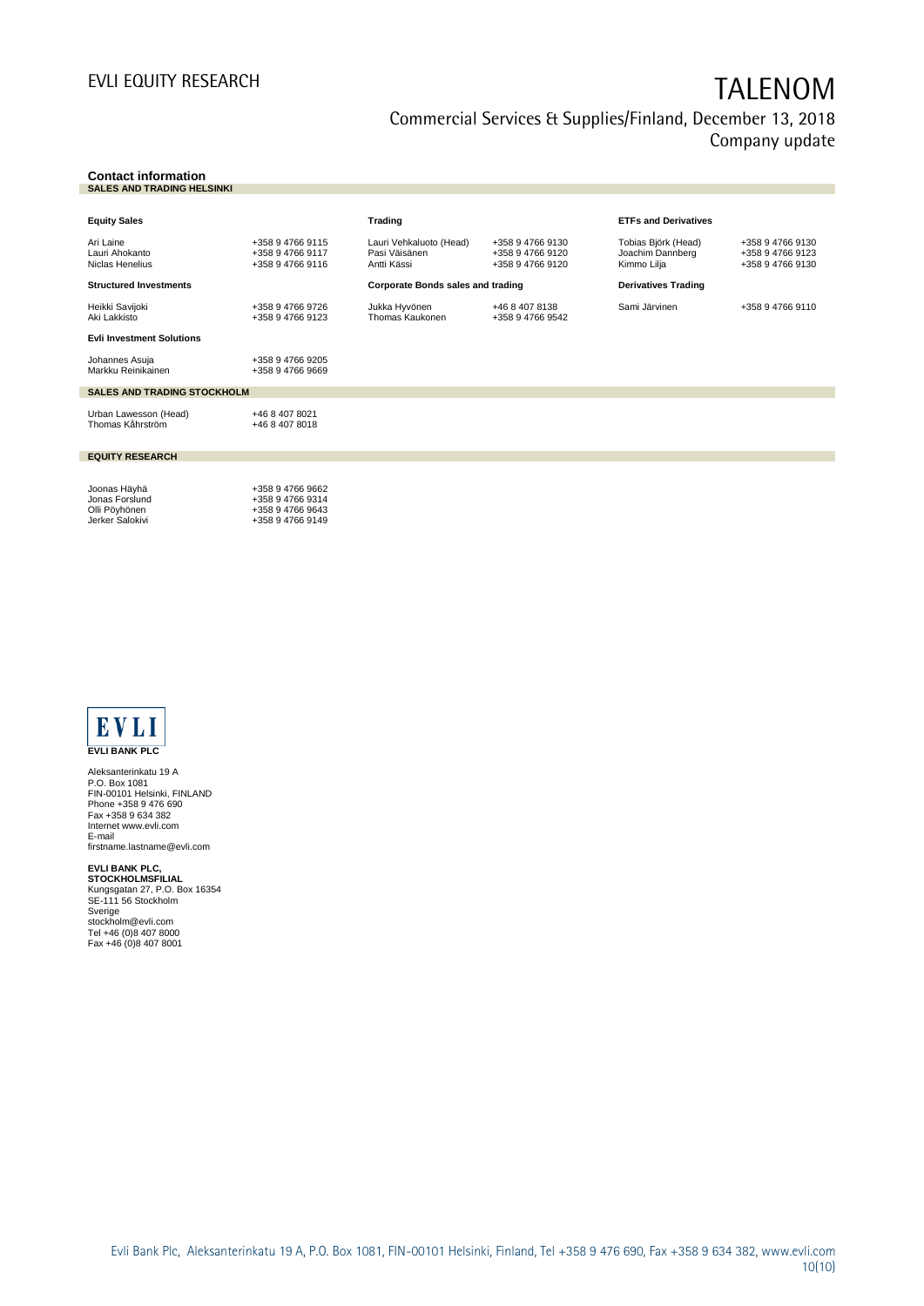## Contact information

**SALES AND TRADING HELSINKI**

| | | | | | |
|---|---|---|---|---|---|
| **Equity Sales** | | **Trading** | | **ETFs and Derivatives** | |
| Ari Laine | +358 9 4766 9115 | Lauri Vehkaluoto (Head) | +358 9 4766 9130 | Tobias Björk (Head) | +358 9 4766 9130 |
| Lauri Ahokanto | +358 9 4766 9117 | Pasi Väisänen | +358 9 4766 9120 | Joachim Dannberg | +358 9 4766 9123 |
| Niclas Henelius | +358 9 4766 9116 | Antti Kässi | +358 9 4766 9120 | Kimmo Lilja | +358 9 4766 9130 |
| **Structured Investments** | | **Corporate Bonds sales and trading** | | **Derivatives Trading** | |
| Heikki Savijoki | +358 9 4766 9726 | Jukka Hyvönen | +46 8 407 8138 | Sami Järvinen | +358 9 4766 9110 |
| Aki Lakkisto | +358 9 4766 9123 | Thomas Kaukonen | +358 9 4766 9542 | | |
| **Evli Investment Solutions** | | | | | |
| Johannes Asuja | +358 9 4766 9205 | | | | |
| Markku Reinikainen | +358 9 4766 9669 | | | | |

**SALES AND TRADING STOCKHOLM**

| | |
|---|---|
| Urban Lawesson (Head) | +46 8 407 8021 |
| Thomas Kåhrström | +46 8 407 8018 |

**EQUITY RESEARCH**

| | |
|---|---|
| Joonas Häyhä | +358 9 4766 9662 |
| Jonas Forslund | +358 9 4766 9314 |
| Olli Pöyhönen | +358 9 4766 9643 |
| Jerker Salokivi | +358 9 4766 9149 |

EVLI

**EVLI BANK PLC**

Aleksanterinkatu 19 A
P.O. Box 1081
FIN-00101 Helsinki, FINLAND
Phone +358 9 476 690
Fax +358 9 634 382
Internet www.evli.com
E-mail
firstname.lastname@evli.com

**EVLI BANK PLC,**
**STOCKHOLMSFILIAL**
Kungsgatan 27, P.O. Box 16354
SE-111 56 Stockholm
Sverige
stockholm@evli.com
Tel +46 (0)8 407 8000
Fax +46 (0)8 407 8001